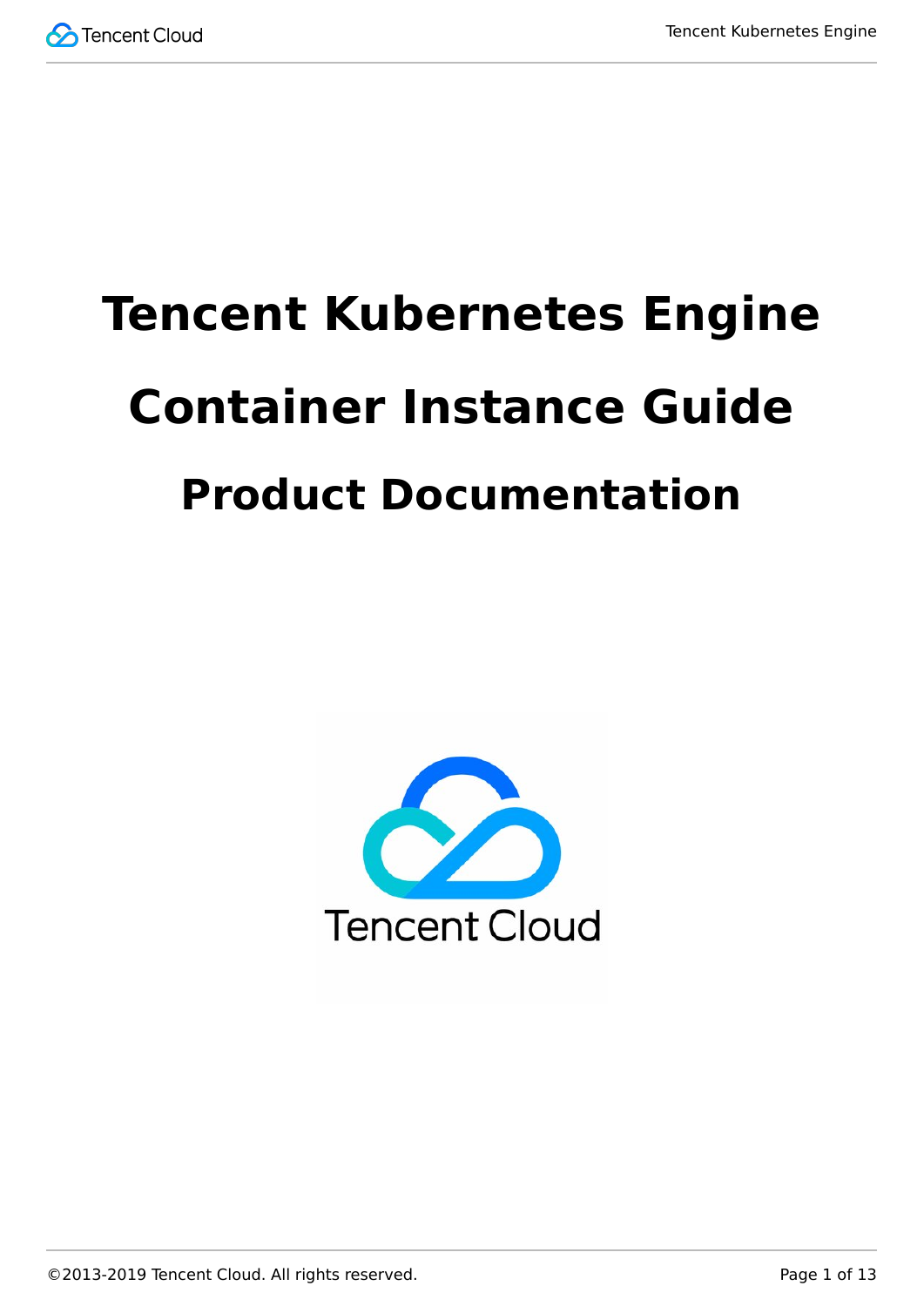# Tencent Kubernetes Engine

# Container Instance Guide

## Product Documentation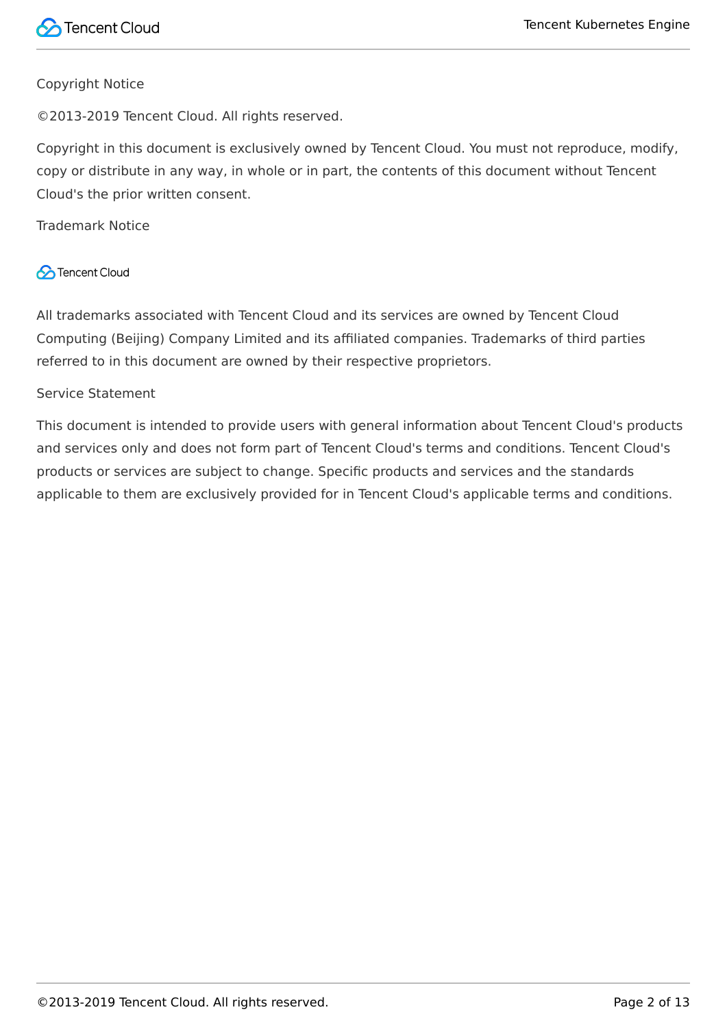Copyright Notice

©2013-2019 Tencent Cloud. All rights reserved.

Copyright in this document is exclusively owned by Tencent Cloud. You must not reproduce, modify, copy or distribute in any way, in whole or in part, the contents of this document without Tencent Cloud's the prior written consent.

Trademark Notice

Tencent Cloud

All trademarks associated with Tencent Cloud and its services are owned by Tencent Cloud Computing (Beijing) Company Limited and its affiliated companies. Trademarks of third parties referred to in this document are owned by their respective proprietors.

Service Statement

This document is intended to provide users with general information about Tencent Cloud's products and services only and does not form part of Tencent Cloud's terms and conditions. Tencent Cloud's products or services are subject to change. Specific products and services and the standards applicable to them are exclusively provided for in Tencent Cloud's applicable terms and conditions.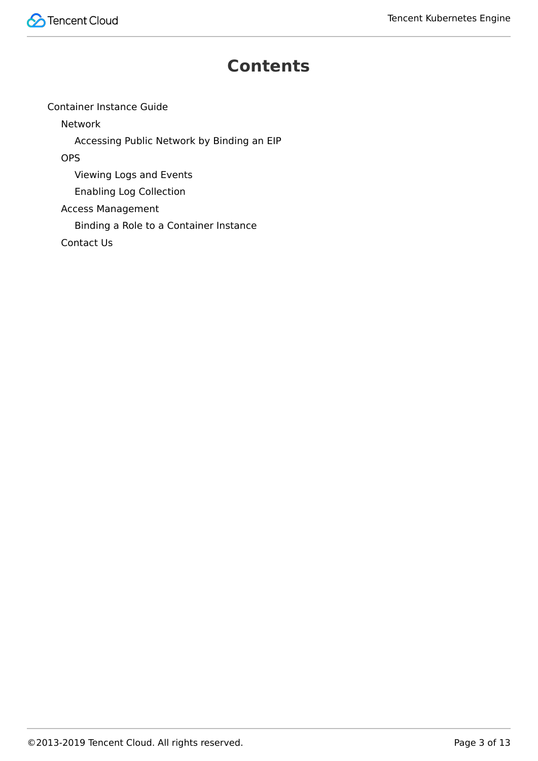# Contents

- Container Instance Guide
  - Network
    - Accessing Public Network by Binding an EIP
  - OPS
    - Viewing Logs and Events
    - Enabling Log Collection
  - Access Management
    - Binding a Role to a Container Instance
  - Contact Us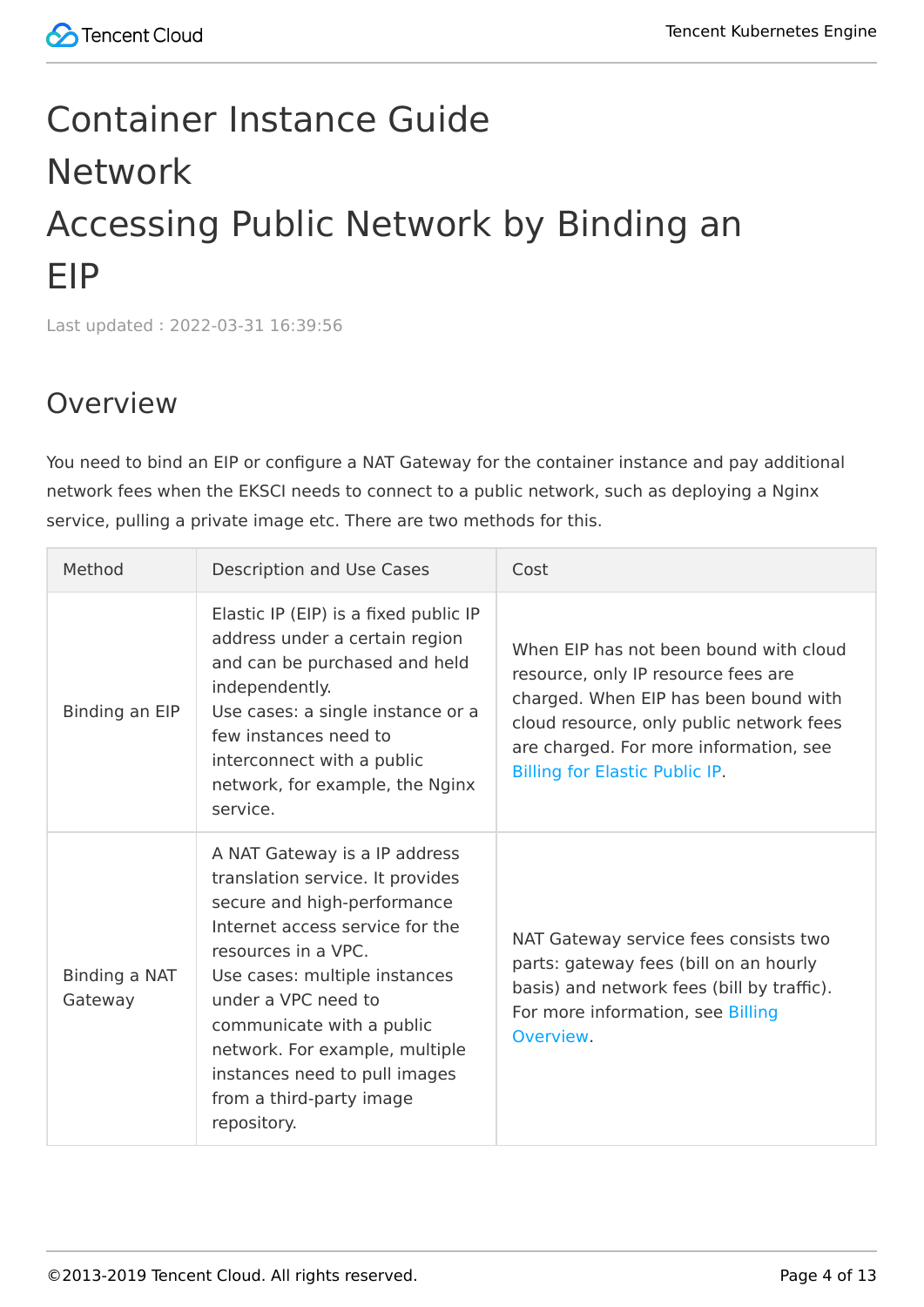# Container Instance Guide

# Network

# Accessing Public Network by Binding an EIP

Last updated : 2022-03-31 16:39:56

## Overview

You need to bind an EIP or configure a NAT Gateway for the container instance and pay additional network fees when the EKSCI needs to connect to a public network, such as deploying a Nginx service, pulling a private image etc. There are two methods for this.

| Method | Description and Use Cases | Cost |
| --- | --- | --- |
| Binding an EIP | Elastic IP (EIP) is a fixed public IP address under a certain region and can be purchased and held independently.<br>Use cases: a single instance or a few instances need to interconnect with a public network, for example, the Nginx service. | When EIP has not been bound with cloud resource, only IP resource fees are charged. When EIP has been bound with cloud resource, only public network fees are charged. For more information, see Billing for Elastic Public IP. |
| Binding a NAT Gateway | A NAT Gateway is a IP address translation service. It provides secure and high-performance Internet access service for the resources in a VPC.<br>Use cases: multiple instances under a VPC need to communicate with a public network. For example, multiple instances need to pull images from a third-party image repository. | NAT Gateway service fees consists two parts: gateway fees (bill on an hourly basis) and network fees (bill by traffic). For more information, see Billing Overview. |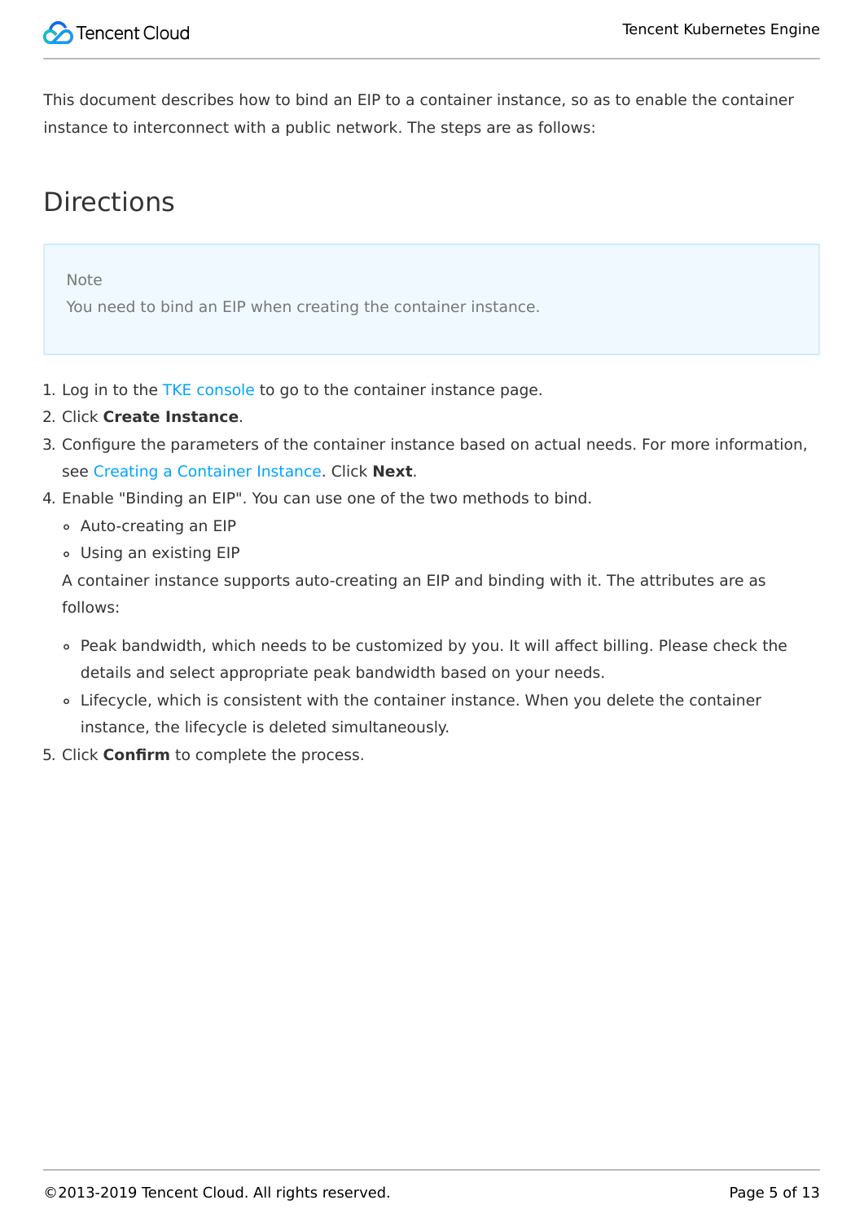This document describes how to bind an EIP to a container instance, so as to enable the container instance to interconnect with a public network. The steps are as follows:

## Directions

> Note
> You need to bind an EIP when creating the container instance.

1. Log in to the TKE console to go to the container instance page.
2. Click **Create Instance**.
3. Configure the parameters of the container instance based on actual needs. For more information, see Creating a Container Instance. Click **Next**.
4. Enable "Binding an EIP". You can use one of the two methods to bind.
   - Auto-creating an EIP
   - Using an existing EIP

   A container instance supports auto-creating an EIP and binding with it. The attributes are as follows:

   - Peak bandwidth, which needs to be customized by you. It will affect billing. Please check the details and select appropriate peak bandwidth based on your needs.
   - Lifecycle, which is consistent with the container instance. When you delete the container instance, the lifecycle is deleted simultaneously.
5. Click **Confirm** to complete the process.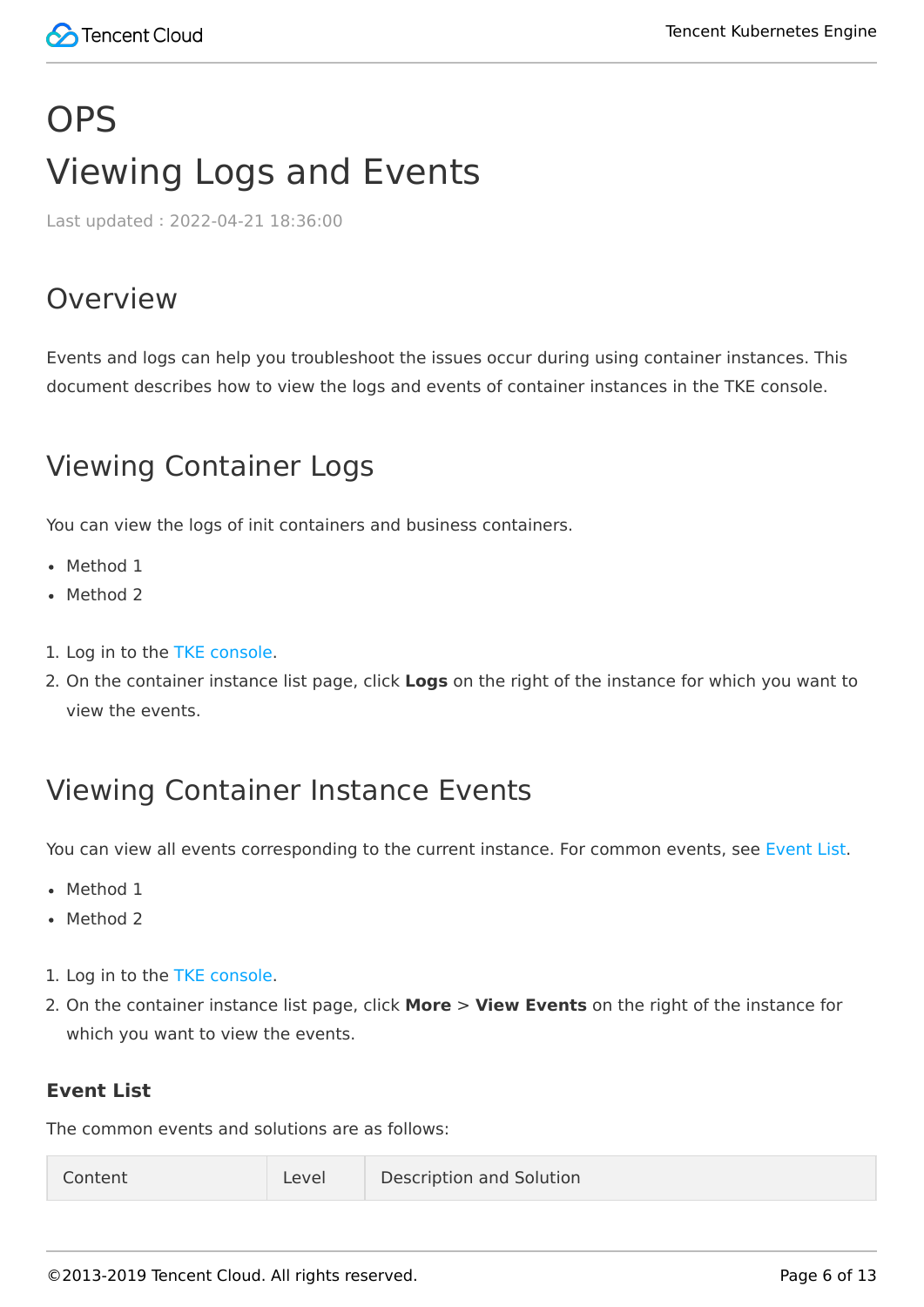# OPS

# Viewing Logs and Events

Last updated : 2022-04-21 18:36:00

## Overview

Events and logs can help you troubleshoot the issues occur during using container instances. This document describes how to view the logs and events of container instances in the TKE console.

## Viewing Container Logs

You can view the logs of init containers and business containers.

- Method 1
- Method 2

1. Log in to the TKE console.
2. On the container instance list page, click **Logs** on the right of the instance for which you want to view the events.

## Viewing Container Instance Events

You can view all events corresponding to the current instance. For common events, see Event List.

- Method 1
- Method 2

1. Log in to the TKE console.
2. On the container instance list page, click **More** > **View Events** on the right of the instance for which you want to view the events.

### Event List

The common events and solutions are as follows:

| Content | Level | Description and Solution |
| --- | --- | --- |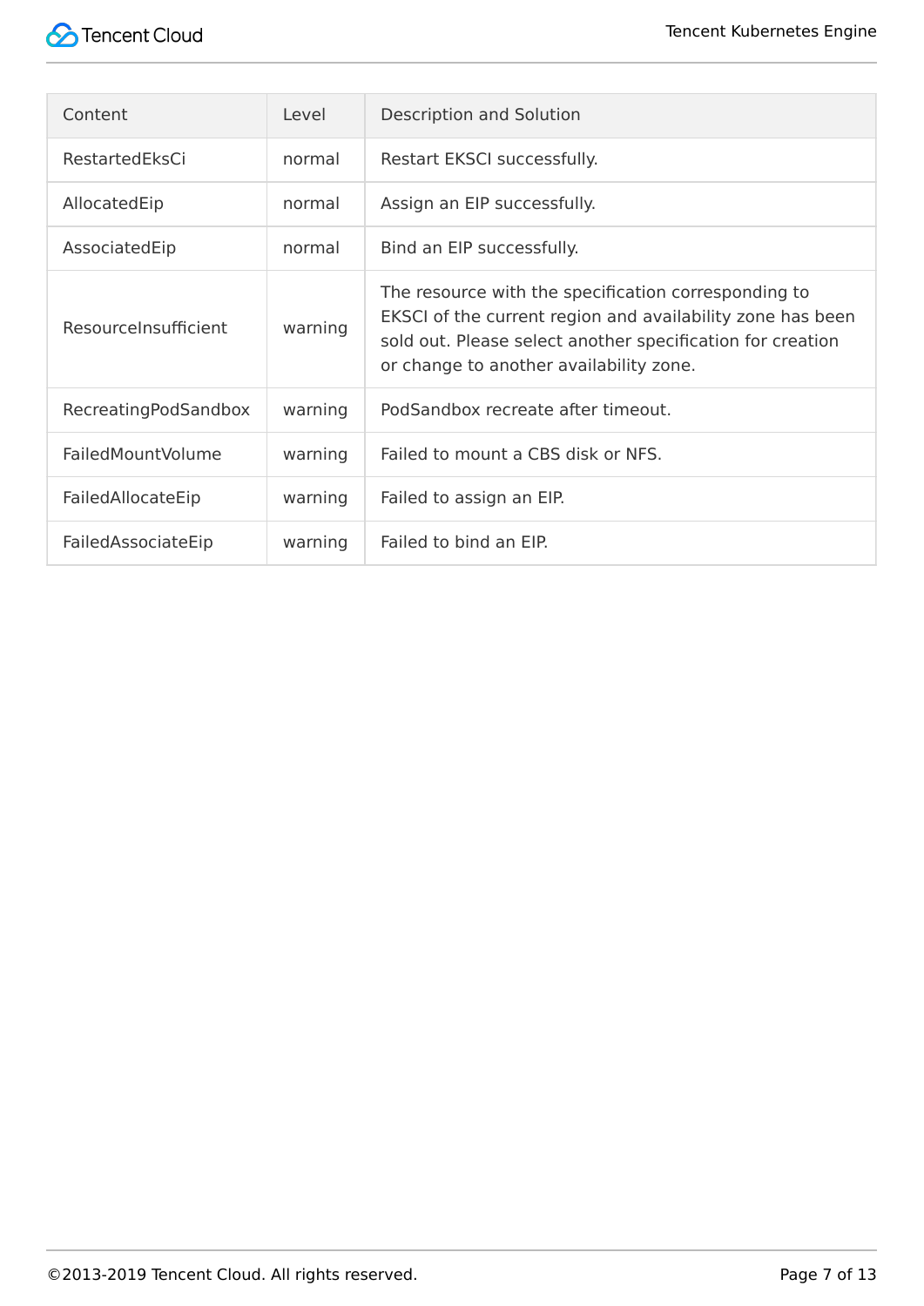| Content | Level | Description and Solution |
| --- | --- | --- |
| RestartedEksCi | normal | Restart EKSCI successfully. |
| AllocatedEip | normal | Assign an EIP successfully. |
| AssociatedEip | normal | Bind an EIP successfully. |
| ResourceInsufficient | warning | The resource with the specification corresponding to EKSCI of the current region and availability zone has been sold out. Please select another specification for creation or change to another availability zone. |
| RecreatingPodSandbox | warning | PodSandbox recreate after timeout. |
| FailedMountVolume | warning | Failed to mount a CBS disk or NFS. |
| FailedAllocateEip | warning | Failed to assign an EIP. |
| FailedAssociateEip | warning | Failed to bind an EIP. |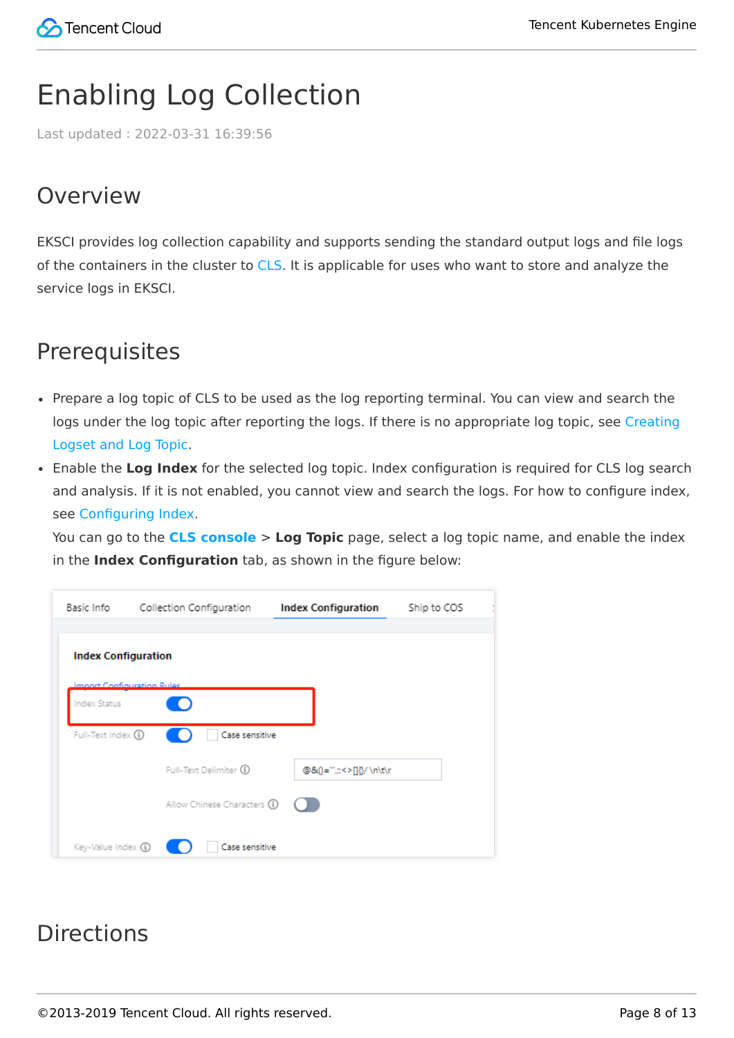# Enabling Log Collection

Last updated : 2022-03-31 16:39:56

## Overview

EKSCI provides log collection capability and supports sending the standard output logs and file logs of the containers in the cluster to CLS. It is applicable for uses who want to store and analyze the service logs in EKSCI.

## Prerequisites

- Prepare a log topic of CLS to be used as the log reporting terminal. You can view and search the logs under the log topic after reporting the logs. If there is no appropriate log topic, see Creating Logset and Log Topic.
- Enable the **Log Index** for the selected log topic. Index configuration is required for CLS log search and analysis. If it is not enabled, you cannot view and search the logs. For how to configure index, see Configuring Index.
  You can go to the **CLS console** > **Log Topic** page, select a log topic name, and enable the index in the **Index Configuration** tab, as shown in the figure below:

## Directions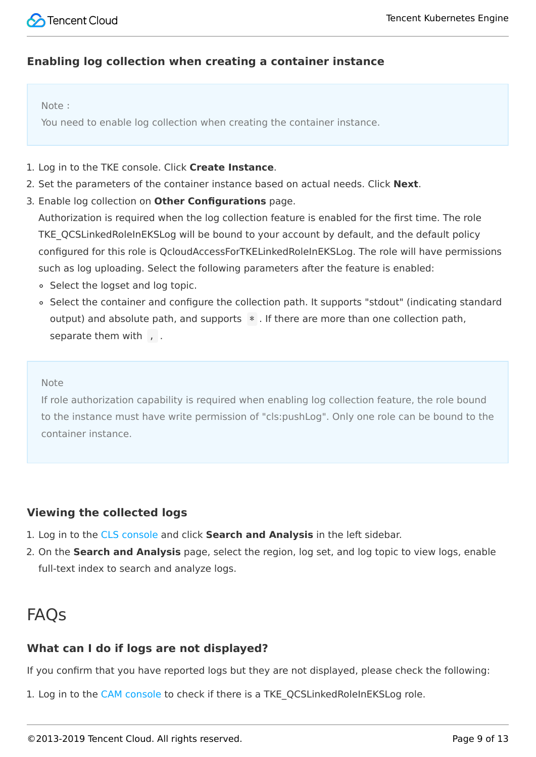### Enabling log collection when creating a container instance

> Note :
> You need to enable log collection when creating the container instance.

1. Log in to the TKE console. Click **Create Instance**.
2. Set the parameters of the container instance based on actual needs. Click **Next**.
3. Enable log collection on **Other Configurations** page.
   Authorization is required when the log collection feature is enabled for the first time. The role TKE_QCSLinkedRoleInEKSLog will be bound to your account by default, and the default policy configured for this role is QcloudAccessForTKELinkedRoleInEKSLog. The role will have permissions such as log uploading. Select the following parameters after the feature is enabled:
   - Select the logset and log topic.
   - Select the container and configure the collection path. It supports "stdout" (indicating standard output) and absolute path, and supports `*`. If there are more than one collection path, separate them with `,`.

> Note
> If role authorization capability is required when enabling log collection feature, the role bound to the instance must have write permission of "cls:pushLog". Only one role can be bound to the container instance.

### Viewing the collected logs

1. Log in to the CLS console and click **Search and Analysis** in the left sidebar.
2. On the **Search and Analysis** page, select the region, log set, and log topic to view logs, enable full-text index to search and analyze logs.

## FAQs

### What can I do if logs are not displayed?

If you confirm that you have reported logs but they are not displayed, please check the following:

1. Log in to the CAM console to check if there is a TKE_QCSLinkedRoleInEKSLog role.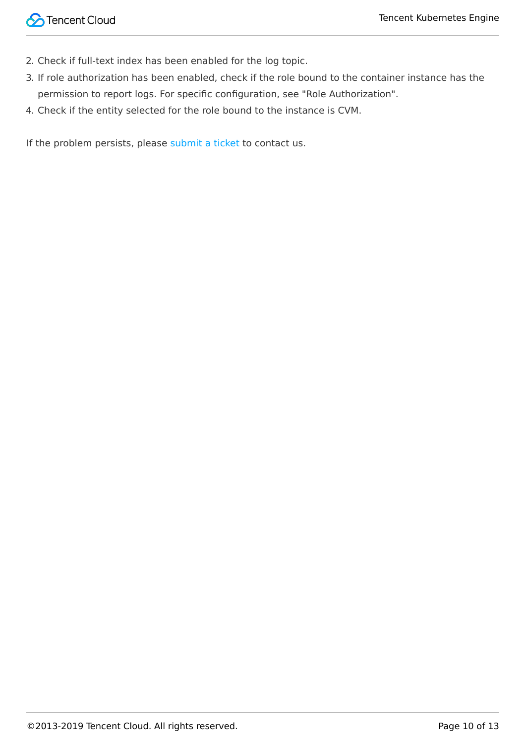2. Check if full-text index has been enabled for the log topic.
3. If role authorization has been enabled, check if the role bound to the container instance has the permission to report logs. For specific configuration, see "Role Authorization".
4. Check if the entity selected for the role bound to the instance is CVM.

If the problem persists, please submit a ticket to contact us.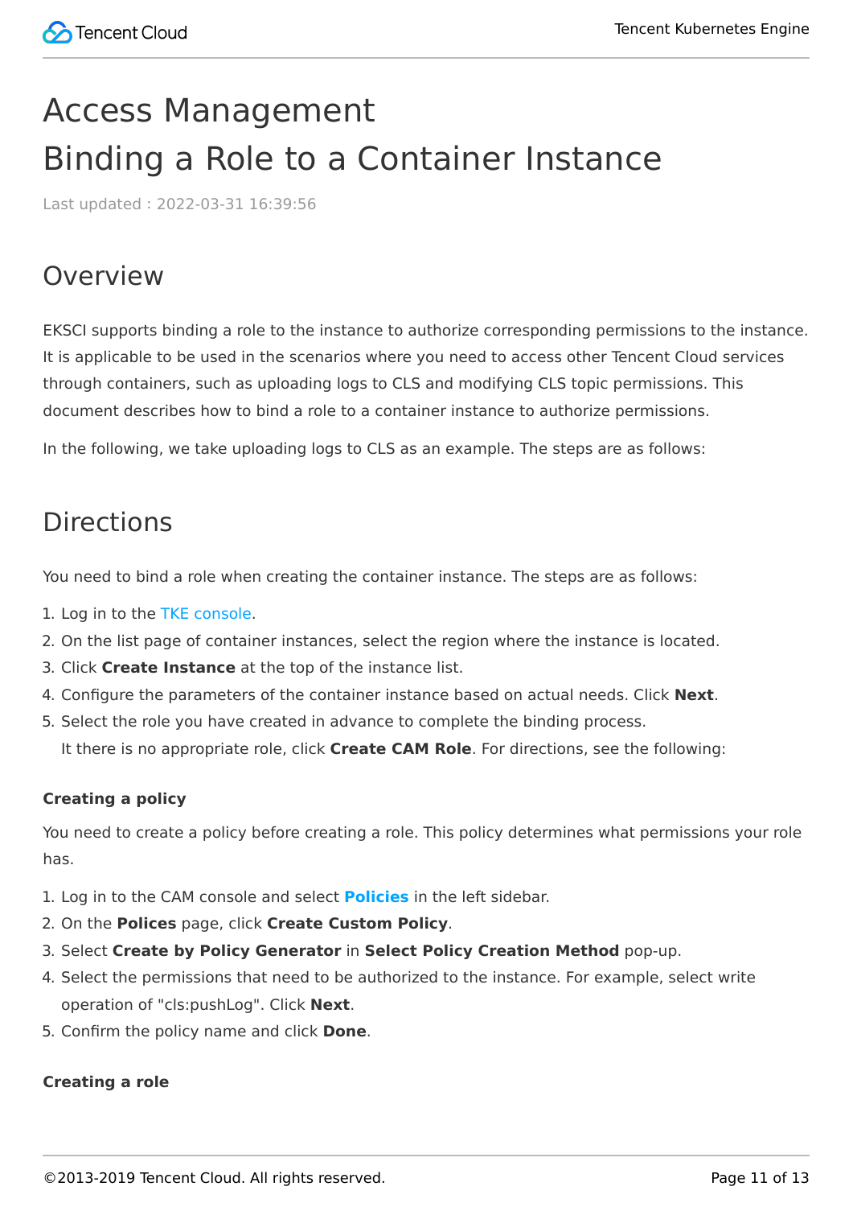# Access Management

# Binding a Role to a Container Instance

Last updated : 2022-03-31 16:39:56

## Overview

EKSCI supports binding a role to the instance to authorize corresponding permissions to the instance. It is applicable to be used in the scenarios where you need to access other Tencent Cloud services through containers, such as uploading logs to CLS and modifying CLS topic permissions. This document describes how to bind a role to a container instance to authorize permissions.

In the following, we take uploading logs to CLS as an example. The steps are as follows:

## Directions

You need to bind a role when creating the container instance. The steps are as follows:

1. Log in to the TKE console.
2. On the list page of container instances, select the region where the instance is located.
3. Click **Create Instance** at the top of the instance list.
4. Configure the parameters of the container instance based on actual needs. Click **Next**.
5. Select the role you have created in advance to complete the binding process.
   It there is no appropriate role, click **Create CAM Role**. For directions, see the following:

#### Creating a policy

You need to create a policy before creating a role. This policy determines what permissions your role has.

1. Log in to the CAM console and select **Policies** in the left sidebar.
2. On the **Polices** page, click **Create Custom Policy**.
3. Select **Create by Policy Generator** in **Select Policy Creation Method** pop-up.
4. Select the permissions that need to be authorized to the instance. For example, select write operation of "cls:pushLog". Click **Next**.
5. Confirm the policy name and click **Done**.

#### Creating a role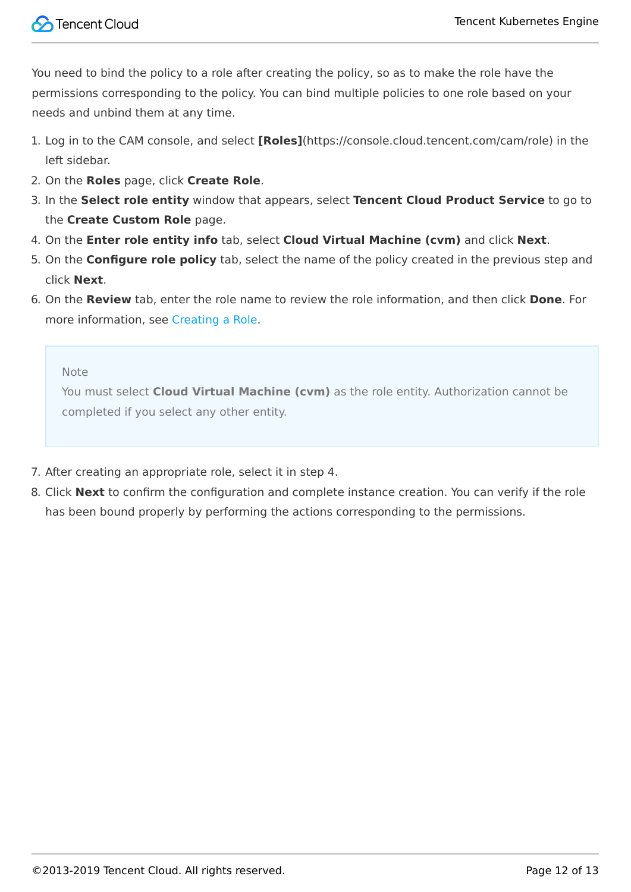You need to bind the policy to a role after creating the policy, so as to make the role have the permissions corresponding to the policy. You can bind multiple policies to one role based on your needs and unbind them at any time.

1. Log in to the CAM console, and select **[Roles]**(https://console.cloud.tencent.com/cam/role) in the left sidebar.
2. On the **Roles** page, click **Create Role**.
3. In the **Select role entity** window that appears, select **Tencent Cloud Product Service** to go to the **Create Custom Role** page.
4. On the **Enter role entity info** tab, select **Cloud Virtual Machine (cvm)** and click **Next**.
5. On the **Configure role policy** tab, select the name of the policy created in the previous step and click **Next**.
6. On the **Review** tab, enter the role name to review the role information, and then click **Done**. For more information, see Creating a Role.

> Note
> You must select **Cloud Virtual Machine (cvm)** as the role entity. Authorization cannot be completed if you select any other entity.

7. After creating an appropriate role, select it in step 4.
8. Click **Next** to confirm the configuration and complete instance creation. You can verify if the role has been bound properly by performing the actions corresponding to the permissions.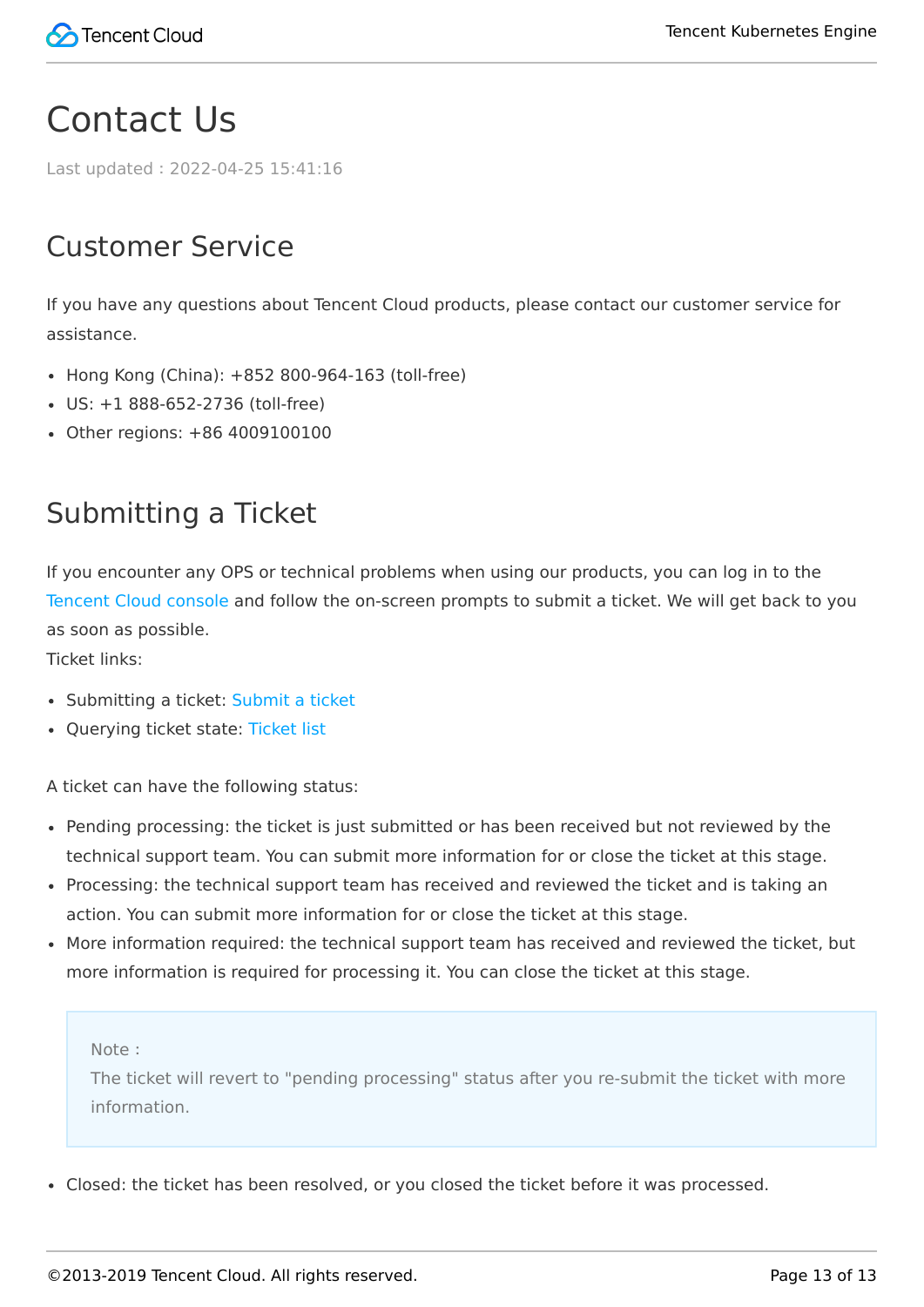# Contact Us

Last updated : 2022-04-25 15:41:16

## Customer Service

If you have any questions about Tencent Cloud products, please contact our customer service for assistance.

- Hong Kong (China): +852 800-964-163 (toll-free)
- US: +1 888-652-2736 (toll-free)
- Other regions: +86 4009100100

## Submitting a Ticket

If you encounter any OPS or technical problems when using our products, you can log in to the Tencent Cloud console and follow the on-screen prompts to submit a ticket. We will get back to you as soon as possible.
Ticket links:

- Submitting a ticket: Submit a ticket
- Querying ticket state: Ticket list

A ticket can have the following status:

- Pending processing: the ticket is just submitted or has been received but not reviewed by the technical support team. You can submit more information for or close the ticket at this stage.
- Processing: the technical support team has received and reviewed the ticket and is taking an action. You can submit more information for or close the ticket at this stage.
- More information required: the technical support team has received and reviewed the ticket, but more information is required for processing it. You can close the ticket at this stage.

> Note :
> The ticket will revert to "pending processing" status after you re-submit the ticket with more information.

- Closed: the ticket has been resolved, or you closed the ticket before it was processed.